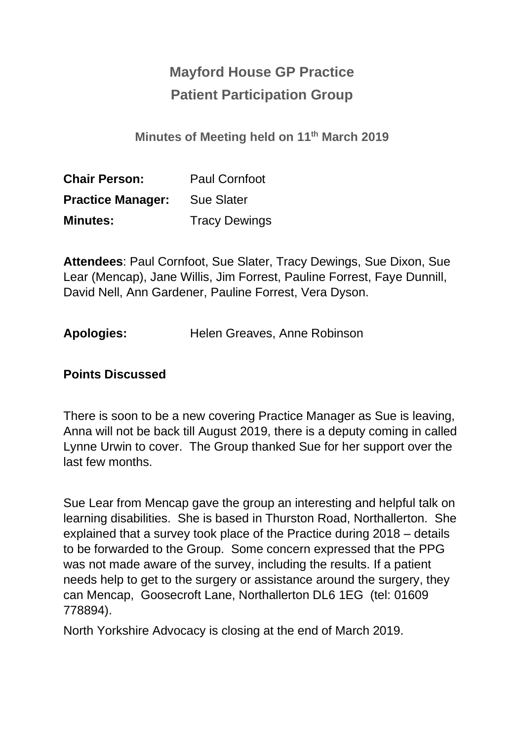# Mayford House GP Practice
# Patient Participation Group

**Minutes of Meeting held on 11th March 2019**

**Chair Person:** Paul Cornfoot
**Practice Manager:** Sue Slater
**Minutes:** Tracy Dewings

**Attendees**: Paul Cornfoot, Sue Slater, Tracy Dewings, Sue Dixon, Sue Lear (Mencap), Jane Willis, Jim Forrest, Pauline Forrest, Faye Dunnill, David Nell, Ann Gardener, Pauline Forrest, Vera Dyson.

**Apologies:** Helen Greaves, Anne Robinson

**Points Discussed**

There is soon to be a new covering Practice Manager as Sue is leaving, Anna will not be back till August 2019, there is a deputy coming in called Lynne Urwin to cover. The Group thanked Sue for her support over the last few months.

Sue Lear from Mencap gave the group an interesting and helpful talk on learning disabilities. She is based in Thurston Road, Northallerton. She explained that a survey took place of the Practice during 2018 – details to be forwarded to the Group. Some concern expressed that the PPG was not made aware of the survey, including the results. If a patient needs help to get to the surgery or assistance around the surgery, they can Mencap, Goosecroft Lane, Northallerton DL6 1EG (tel: 01609 778894).

North Yorkshire Advocacy is closing at the end of March 2019.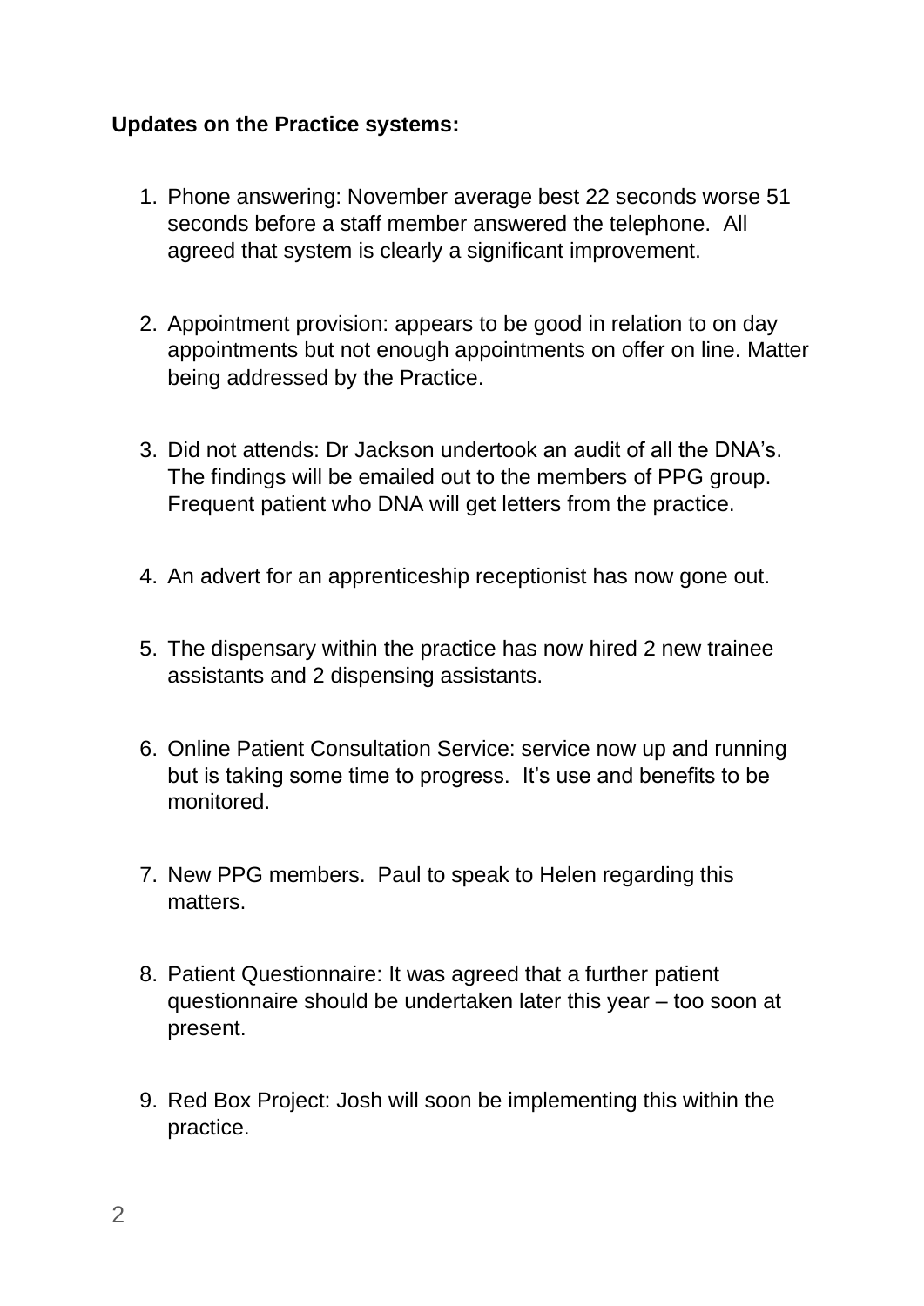**Updates on the Practice systems:**

1. Phone answering: November average best 22 seconds worse 51 seconds before a staff member answered the telephone. All agreed that system is clearly a significant improvement.

2. Appointment provision: appears to be good in relation to on day appointments but not enough appointments on offer on line. Matter being addressed by the Practice.

3. Did not attends: Dr Jackson undertook an audit of all the DNA's. The findings will be emailed out to the members of PPG group. Frequent patient who DNA will get letters from the practice.

4. An advert for an apprenticeship receptionist has now gone out.

5. The dispensary within the practice has now hired 2 new trainee assistants and 2 dispensing assistants.

6. Online Patient Consultation Service: service now up and running but is taking some time to progress. It's use and benefits to be monitored.

7. New PPG members. Paul to speak to Helen regarding this matters.

8. Patient Questionnaire: It was agreed that a further patient questionnaire should be undertaken later this year – too soon at present.

9. Red Box Project: Josh will soon be implementing this within the practice.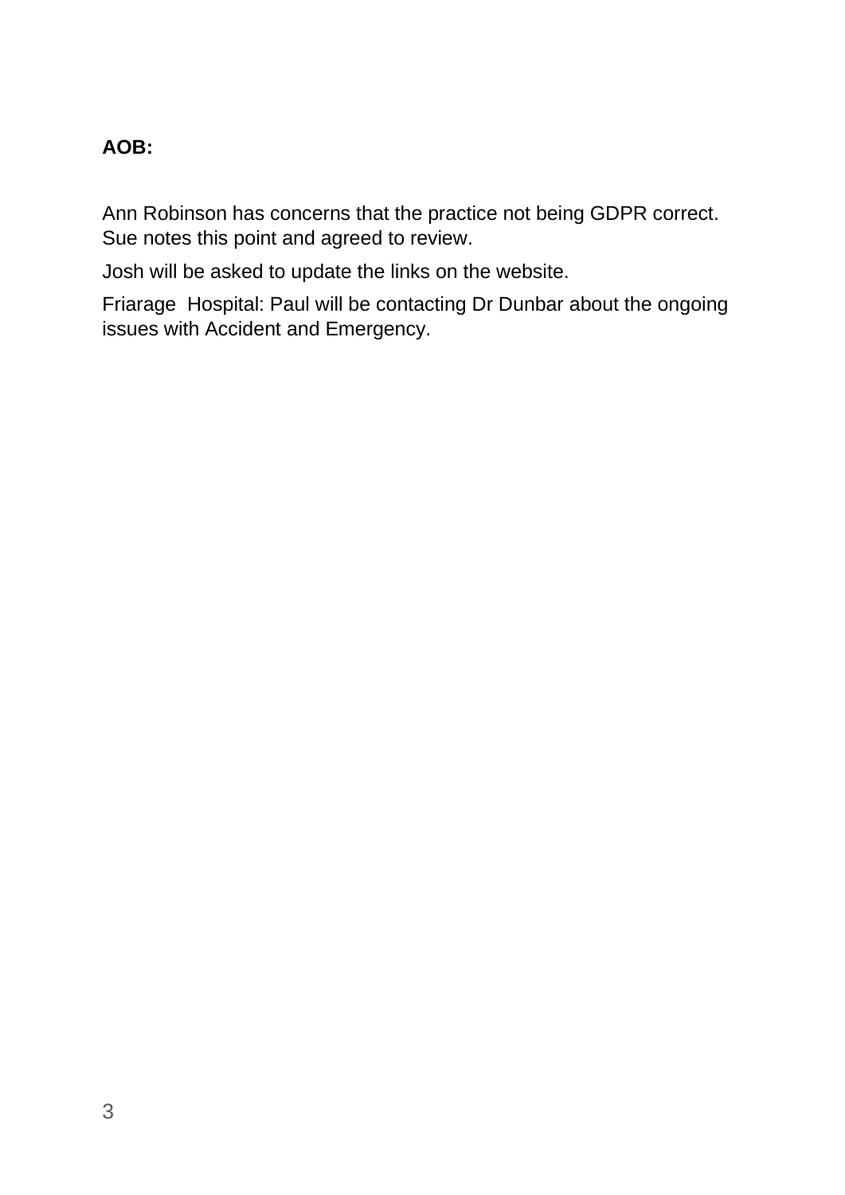**AOB:**

Ann Robinson has concerns that the practice not being GDPR correct. Sue notes this point and agreed to review.

Josh will be asked to update the links on the website.

Friarage  Hospital: Paul will be contacting Dr Dunbar about the ongoing issues with Accident and Emergency.